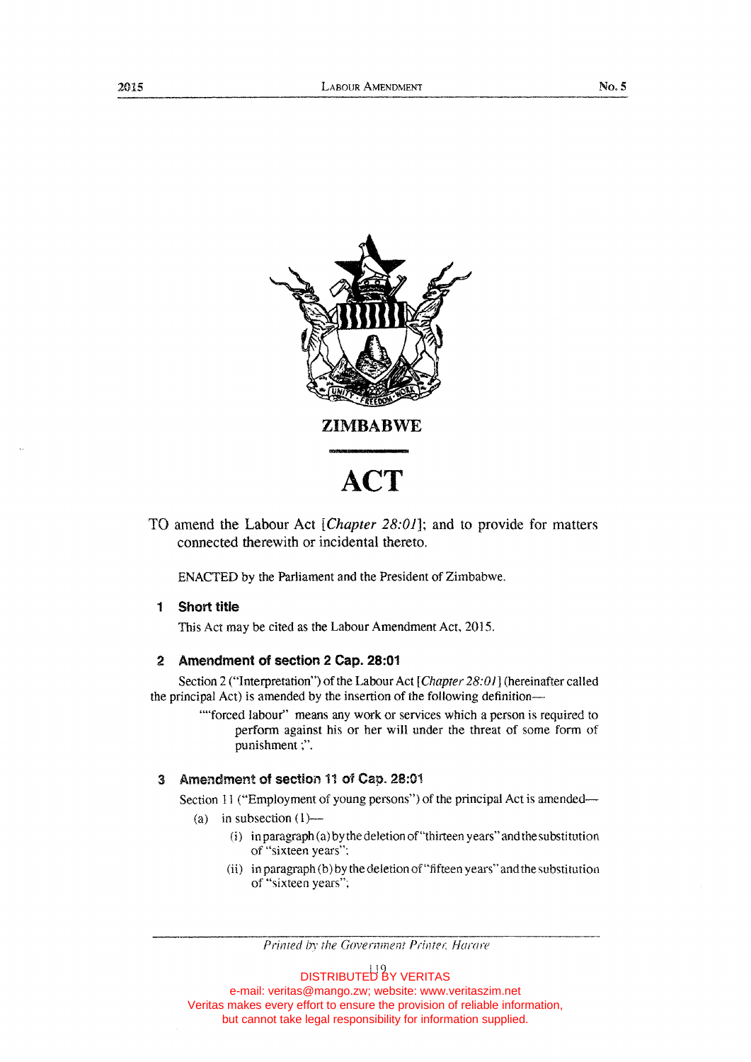# ZIMBABWE

# ACT

TO amend the Labour Act [*Chapter 28:01*]; and to provide for matters connected therewith or incidental thereto.

ENACTED by the Parliament and the President of Zimbabwe.

### 1 Short title

This Act may be cited as the Labour Amendment Act, 2015.

### 2 Amendment of section 2 Cap. 28:01

Section 2 ("Interpretation") of the Labour Act [*Chapter 28:01*] (hereinafter called the principal Act) is amended by the insertion of the following definition—

""forced labour" means any work or services which a person is required to perform against his or her will under the threat of some form of punishment;".

### 3 Amendment of section 11 of Cap. 28:01

Section 11 ("Employment of young persons") of the principal Act is amended—

(a) in subsection (1)—

(i) in paragraph (a) by the deletion of "thirteen years" and the substitution of "sixteen years";

(ii) in paragraph (b) by the deletion of "fifteen years" and the substitution of "sixteen years";

*Printed by the Government Printer, Harare*

DISTRIBUTED BY VERITAS
e-mail: veritas@mango.zw; website: www.veritaszim.net
Veritas makes every effort to ensure the provision of reliable information, but cannot take legal responsibility for information supplied.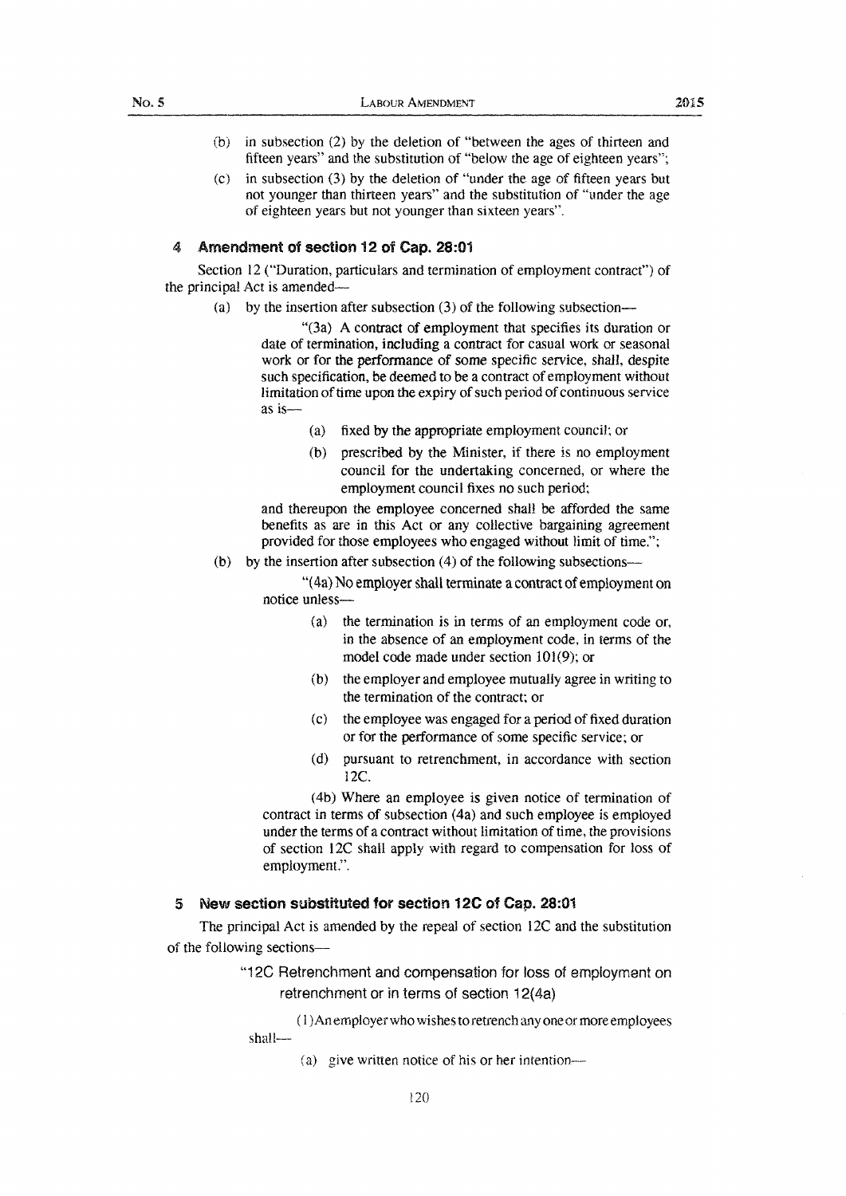(b) in subsection (2) by the deletion of "between the ages of thirteen and fifteen years" and the substitution of "below the age of eighteen years";

(c) in subsection (3) by the deletion of "under the age of fifteen years but not younger than thirteen years" and the substitution of "under the age of eighteen years but not younger than sixteen years".

### 4 Amendment of section 12 of Cap. 28:01

Section 12 ("Duration, particulars and termination of employment contract") of the principal Act is amended—

(a) by the insertion after subsection (3) of the following subsection—

> "(3a) A contract of employment that specifies its duration or date of termination, including a contract for casual work or seasonal work or for the performance of some specific service, shall, despite such specification, be deemed to be a contract of employment without limitation of time upon the expiry of such period of continuous service as is—
>
> (a) fixed by the appropriate employment council; or
>
> (b) prescribed by the Minister, if there is no employment council for the undertaking concerned, or where the employment council fixes no such period;
>
> and thereupon the employee concerned shall be afforded the same benefits as are in this Act or any collective bargaining agreement provided for those employees who engaged without limit of time.";

(b) by the insertion after subsection (4) of the following subsections—

> "(4a) No employer shall terminate a contract of employment on notice unless—
>
> (a) the termination is in terms of an employment code or, in the absence of an employment code, in terms of the model code made under section 101(9); or
>
> (b) the employer and employee mutually agree in writing to the termination of the contract; or
>
> (c) the employee was engaged for a period of fixed duration or for the performance of some specific service; or
>
> (d) pursuant to retrenchment, in accordance with section 12C.
>
> (4b) Where an employee is given notice of termination of contract in terms of subsection (4a) and such employee is employed under the terms of a contract without limitation of time, the provisions of section 12C shall apply with regard to compensation for loss of employment.".

### 5 New section substituted for section 12C of Cap. 28:01

The principal Act is amended by the repeal of section 12C and the substitution of the following sections—

> "12C Retrenchment and compensation for loss of employment on retrenchment or in terms of section 12(4a)
>
> (1) An employer who wishes to retrench any one or more employees shall—
>
> (a) give written notice of his or her intention—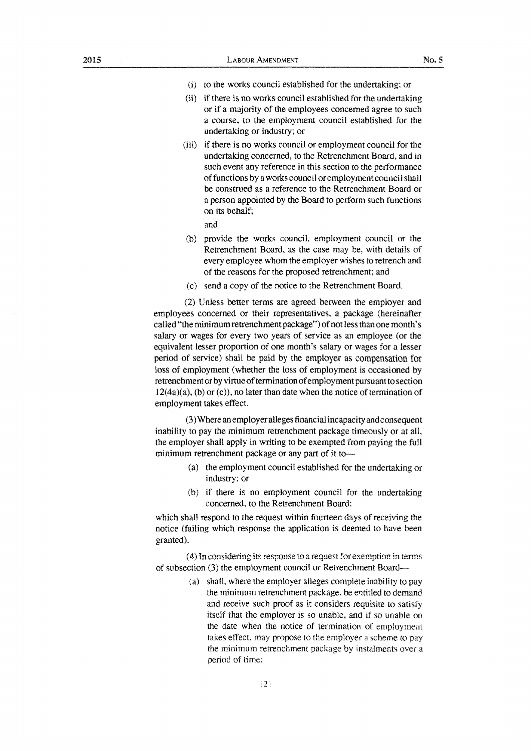(i) to the works council established for the undertaking; or

(ii) if there is no works council established for the undertaking or if a majority of the employees concerned agree to such a course, to the employment council established for the undertaking or industry; or

(iii) if there is no works council or employment council for the undertaking concerned, to the Retrenchment Board, and in such event any reference in this section to the performance of functions by a works council or employment council shall be construed as a reference to the Retrenchment Board or a person appointed by the Board to perform such functions on its behalf;

and

(b) provide the works council, employment council or the Retrenchment Board, as the case may be, with details of every employee whom the employer wishes to retrench and of the reasons for the proposed retrenchment; and

(c) send a copy of the notice to the Retrenchment Board.

(2) Unless better terms are agreed between the employer and employees concerned or their representatives, a package (hereinafter called "the minimum retrenchment package") of not less than one month's salary or wages for every two years of service as an employee (or the equivalent lesser proportion of one month's salary or wages for a lesser period of service) shall be paid by the employer as compensation for loss of employment (whether the loss of employment is occasioned by retrenchment or by virtue of termination of employment pursuant to section 12(4a)(a), (b) or (c)), no later than date when the notice of termination of employment takes effect.

(3) Where an employer alleges financial incapacity and consequent inability to pay the minimum retrenchment package timeously or at all, the employer shall apply in writing to be exempted from paying the full minimum retrenchment package or any part of it to—

(a) the employment council established for the undertaking or industry; or

(b) if there is no employment council for the undertaking concerned, to the Retrenchment Board;

which shall respond to the request within fourteen days of receiving the notice (failing which response the application is deemed to have been granted).

(4) In considering its response to a request for exemption in terms of subsection (3) the employment council or Retrenchment Board—

(a) shall, where the employer alleges complete inability to pay the minimum retrenchment package, be entitled to demand and receive such proof as it considers requisite to satisfy itself that the employer is so unable, and if so unable on the date when the notice of termination of employment takes effect, may propose to the employer a scheme to pay the minimum retrenchment package by instalments over a period of time;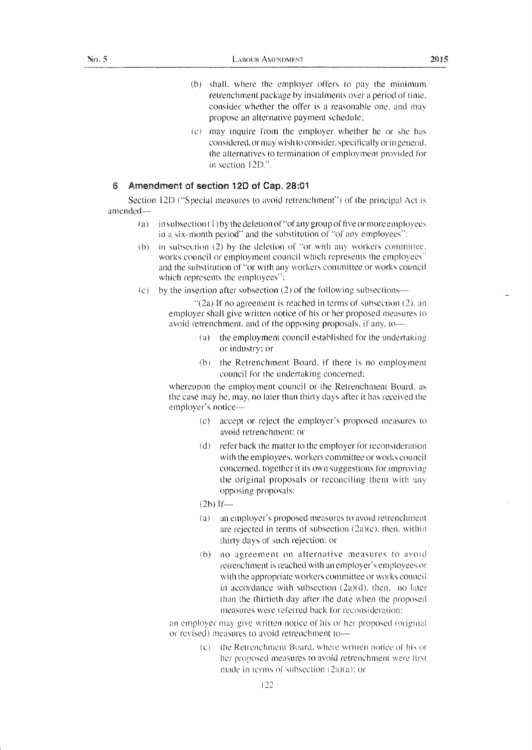(b) shall, where the employer offers to pay the minimum retrenchment package by instalments over a period of time, consider whether the offer is a reasonable one, and may propose an alternative payment schedule;

(c) may inquire from the employer whether he or she has considered, or may wish to consider, specifically or in general, the alternatives to termination of employment provided for in section 12D.".

## 6 Amendment of section 12D of Cap. 28:01

Section 12D ("Special measures to avoid retrenchment") of the principal Act is amended—

(a) in subsection (1) by the deletion of "of any group of five or more employees in a six-month period" and the substitution of "of any employees";

(b) in subsection (2) by the deletion of "or with any workers committee, works council or employment council which represents the employees" and the substitution of "or with any workers committee or works council which represents the employees";

(c) by the insertion after subsection (2) of the following subsections—

"(2a) If no agreement is reached in terms of subsection (2), an employer shall give written notice of his or her proposed measures to avoid retrenchment, and of the opposing proposals, if any, to—

(a) the employment council established for the undertaking or industry; or

(b) the Retrenchment Board, if there is no employment council for the undertaking concerned;

whereupon the employment council or the Retrenchment Board, as the case may be, may, no later than thirty days after it has received the employer's notice—

(c) accept or reject the employer's proposed measures to avoid retrenchment; or

(d) refer back the matter to the employer for reconsideration with the employees, workers committee or works council concerned, together it its own suggestions for improving the original proposals or reconciling them with any opposing proposals:

(2b) If—

(a) an employer's proposed measures to avoid retrenchment are rejected in terms of subsection (2a)(c), then, within thirty days of such rejection; or

(b) no agreement on alternative measures to avoid retrenchment is reached with an employer's employees or with the appropriate workers committee or works council in accordance with subsection (2a)(d), then, no later than the thirtieth day after the date when the proposed measures were referred back for reconsideration;

an employer may give written notice of his or her proposed (original or revised) measures to avoid retrenchment to—

(c) the Retrenchment Board, where written notice of his or her proposed measures to avoid retrenchment were first made in terms of subsection (2a)(a); or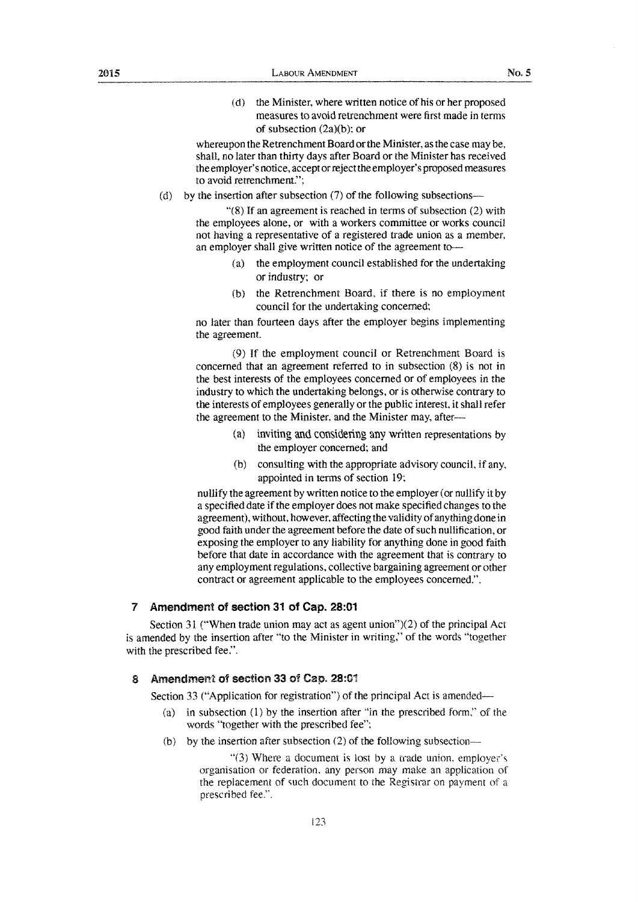(d) the Minister, where written notice of his or her proposed measures to avoid retrenchment were first made in terms of subsection (2a)(b); or

whereupon the Retrenchment Board or the Minister, as the case may be, shall, no later than thirty days after Board or the Minister has received the employer's notice, accept or reject the employer's proposed measures to avoid retrenchment.";

(d) by the insertion after subsection (7) of the following subsections—

"(8) If an agreement is reached in terms of subsection (2) with the employees alone, or with a workers committee or works council not having a representative of a registered trade union as a member, an employer shall give written notice of the agreement to—

(a) the employment council established for the undertaking or industry; or

(b) the Retrenchment Board, if there is no employment council for the undertaking concerned;

no later than fourteen days after the employer begins implementing the agreement.

(9) If the employment council or Retrenchment Board is concerned that an agreement referred to in subsection (8) is not in the best interests of the employees concerned or of employees in the industry to which the undertaking belongs, or is otherwise contrary to the interests of employees generally or the public interest, it shall refer the agreement to the Minister, and the Minister may, after—

(a) inviting and considering any written representations by the employer concerned; and

(b) consulting with the appropriate advisory council, if any, appointed in terms of section 19;

nullify the agreement by written notice to the employer (or nullify it by a specified date if the employer does not make specified changes to the agreement), without, however, affecting the validity of anything done in good faith under the agreement before the date of such nullification, or exposing the employer to any liability for anything done in good faith before that date in accordance with the agreement that is contrary to any employment regulations, collective bargaining agreement or other contract or agreement applicable to the employees concerned.".

### 7 Amendment of section 31 of Cap. 28:01

Section 31 ("When trade union may act as agent union")(2) of the principal Act is amended by the insertion after "to the Minister in writing," of the words "together with the prescribed fee,".

### 8 Amendment of section 33 of Cap. 28:01

Section 33 ("Application for registration") of the principal Act is amended—

(a) in subsection (1) by the insertion after "in the prescribed form," of the words "together with the prescribed fee";

(b) by the insertion after subsection (2) of the following subsection—

"(3) Where a document is lost by a trade union, employer's organisation or federation, any person may make an application of the replacement of such document to the Registrar on payment of a prescribed fee.".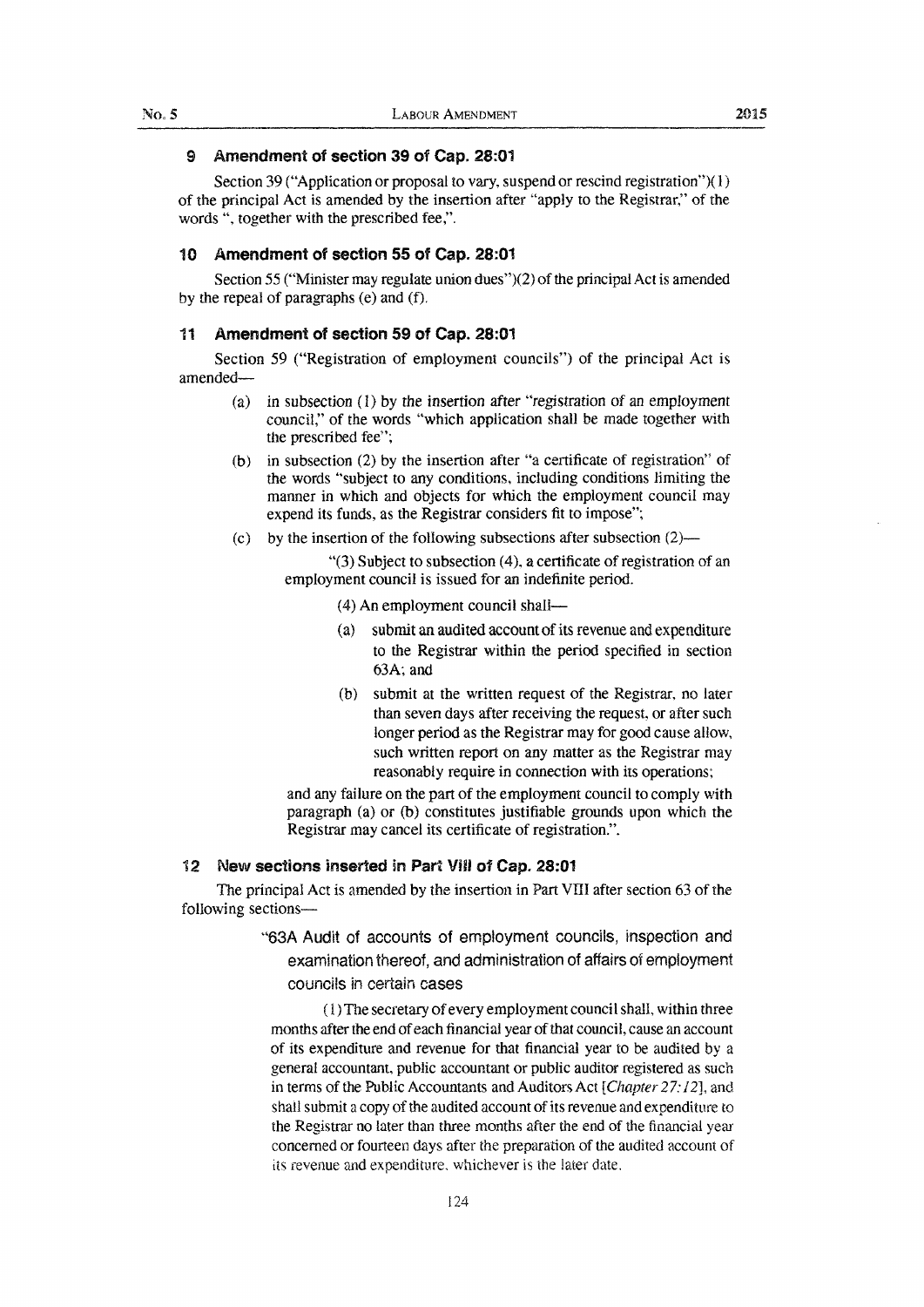### 9 Amendment of section 39 of Cap. 28:01

Section 39 ("Application or proposal to vary, suspend or rescind registration")(1) of the principal Act is amended by the insertion after "apply to the Registrar," of the words ", together with the prescribed fee,".

### 10 Amendment of section 55 of Cap. 28:01

Section 55 ("Minister may regulate union dues")(2) of the principal Act is amended by the repeal of paragraphs (e) and (f).

### 11 Amendment of section 59 of Cap. 28:01

Section 59 ("Registration of employment councils") of the principal Act is amended—

(a) in subsection (1) by the insertion after "registration of an employment council," of the words "which application shall be made together with the prescribed fee";

(b) in subsection (2) by the insertion after "a certificate of registration" of the words "subject to any conditions, including conditions limiting the manner in which and objects for which the employment council may expend its funds, as the Registrar considers fit to impose";

(c) by the insertion of the following subsections after subsection (2)—

"(3) Subject to subsection (4), a certificate of registration of an employment council is issued for an indefinite period.

(4) An employment council shall—

(a) submit an audited account of its revenue and expenditure to the Registrar within the period specified in section 63A; and

(b) submit at the written request of the Registrar, no later than seven days after receiving the request, or after such longer period as the Registrar may for good cause allow, such written report on any matter as the Registrar may reasonably require in connection with its operations;

and any failure on the part of the employment council to comply with paragraph (a) or (b) constitutes justifiable grounds upon which the Registrar may cancel its certificate of registration.".

### 12 New sections inserted in Part VIII of Cap. 28:01

The principal Act is amended by the insertion in Part VIII after section 63 of the following sections—

"63A Audit of accounts of employment councils, inspection and examination thereof, and administration of affairs of employment councils in certain cases

(1) The secretary of every employment council shall, within three months after the end of each financial year of that council, cause an account of its expenditure and revenue for that financial year to be audited by a general accountant, public accountant or public auditor registered as such in terms of the Public Accountants and Auditors Act [*Chapter 27:12*], and shall submit a copy of the audited account of its revenue and expenditure to the Registrar no later than three months after the end of the financial year concerned or fourteen days after the preparation of the audited account of its revenue and expenditure, whichever is the later date.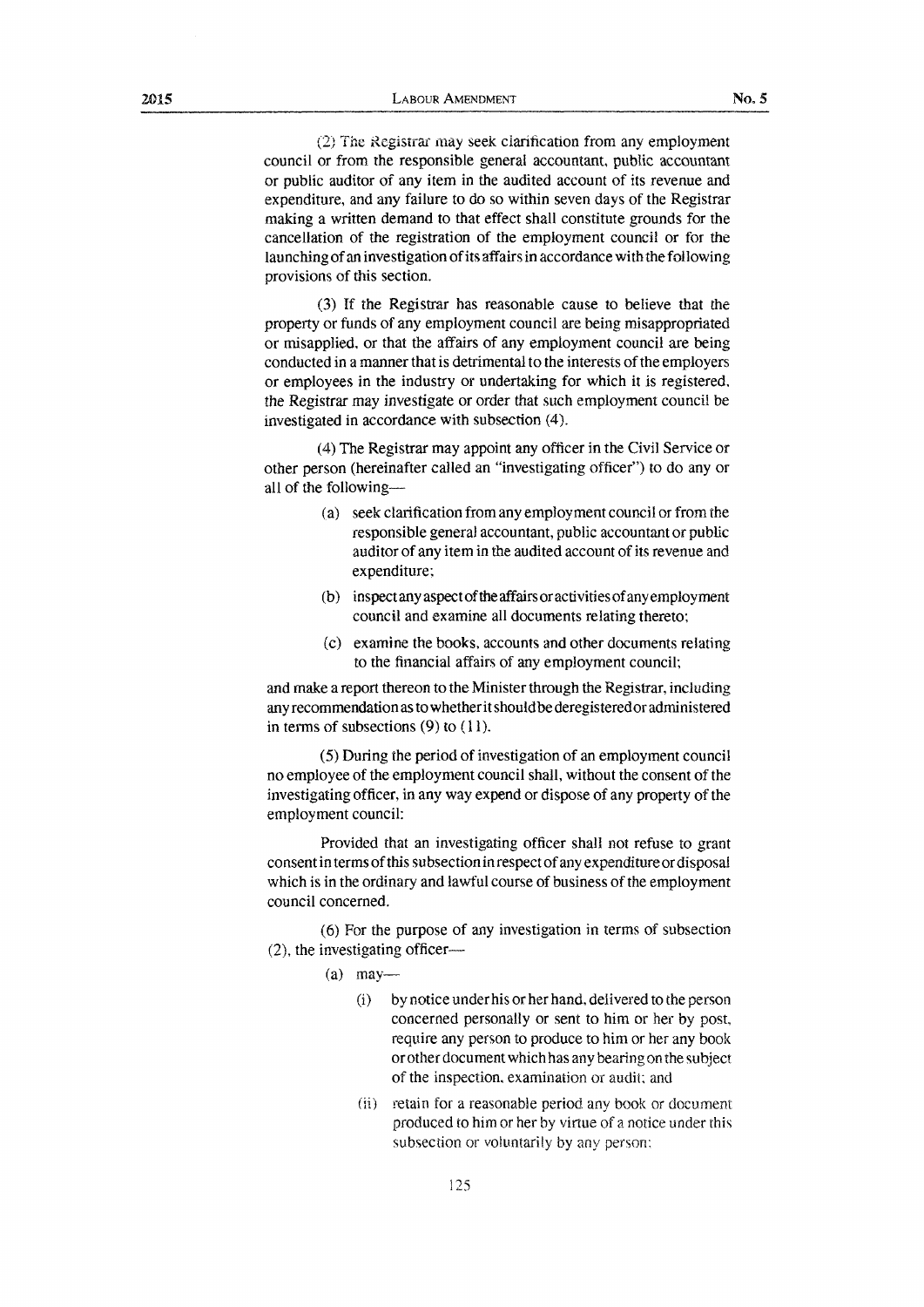(2) The Registrar may seek clarification from any employment council or from the responsible general accountant, public accountant or public auditor of any item in the audited account of its revenue and expenditure, and any failure to do so within seven days of the Registrar making a written demand to that effect shall constitute grounds for the cancellation of the registration of the employment council or for the launching of an investigation of its affairs in accordance with the following provisions of this section.

(3) If the Registrar has reasonable cause to believe that the property or funds of any employment council are being misappropriated or misapplied, or that the affairs of any employment council are being conducted in a manner that is detrimental to the interests of the employers or employees in the industry or undertaking for which it is registered, the Registrar may investigate or order that such employment council be investigated in accordance with subsection (4).

(4) The Registrar may appoint any officer in the Civil Service or other person (hereinafter called an "investigating officer") to do any or all of the following—

(a) seek clarification from any employment council or from the responsible general accountant, public accountant or public auditor of any item in the audited account of its revenue and expenditure;

(b) inspect any aspect of the affairs or activities of any employment council and examine all documents relating thereto;

(c) examine the books, accounts and other documents relating to the financial affairs of any employment council;

and make a report thereon to the Minister through the Registrar, including any recommendation as to whether it should be deregistered or administered in terms of subsections (9) to (11).

(5) During the period of investigation of an employment council no employee of the employment council shall, without the consent of the investigating officer, in any way expend or dispose of any property of the employment council:

Provided that an investigating officer shall not refuse to grant consent in terms of this subsection in respect of any expenditure or disposal which is in the ordinary and lawful course of business of the employment council concerned.

(6) For the purpose of any investigation in terms of subsection (2), the investigating officer—

(a) may—

(i) by notice under his or her hand, delivered to the person concerned personally or sent to him or her by post, require any person to produce to him or her any book or other document which has any bearing on the subject of the inspection, examination or audit; and

(ii) retain for a reasonable period any book or document produced to him or her by virtue of a notice under this subsection or voluntarily by any person;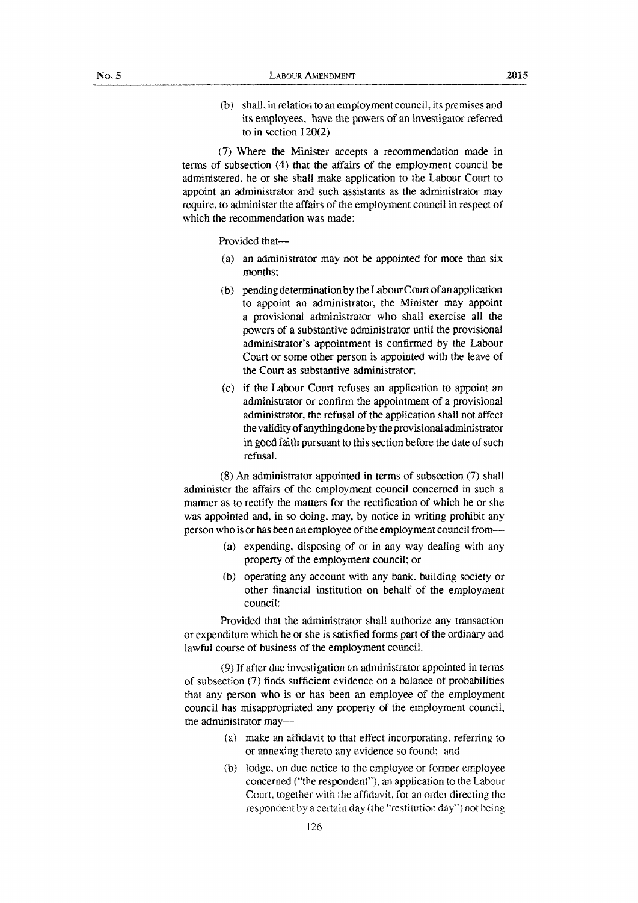(b) shall, in relation to an employment council, its premises and its employees, have the powers of an investigator referred to in section 120(2)

(7) Where the Minister accepts a recommendation made in terms of subsection (4) that the affairs of the employment council be administered, he or she shall make application to the Labour Court to appoint an administrator and such assistants as the administrator may require, to administer the affairs of the employment council in respect of which the recommendation was made:

Provided that—

(a) an administrator may not be appointed for more than six months;

(b) pending determination by the Labour Court of an application to appoint an administrator, the Minister may appoint a provisional administrator who shall exercise all the powers of a substantive administrator until the provisional administrator's appointment is confirmed by the Labour Court or some other person is appointed with the leave of the Court as substantive administrator;

(c) if the Labour Court refuses an application to appoint an administrator or confirm the appointment of a provisional administrator, the refusal of the application shall not affect the validity of anything done by the provisional administrator in good faith pursuant to this section before the date of such refusal.

(8) An administrator appointed in terms of subsection (7) shall administer the affairs of the employment council concerned in such a manner as to rectify the matters for the rectification of which he or she was appointed and, in so doing, may, by notice in writing prohibit any person who is or has been an employee of the employment council from—

(a) expending, disposing of or in any way dealing with any property of the employment council; or

(b) operating any account with any bank, building society or other financial institution on behalf of the employment council:

Provided that the administrator shall authorize any transaction or expenditure which he or she is satisfied forms part of the ordinary and lawful course of business of the employment council.

(9) If after due investigation an administrator appointed in terms of subsection (7) finds sufficient evidence on a balance of probabilities that any person who is or has been an employee of the employment council has misappropriated any property of the employment council, the administrator may—

(a) make an affidavit to that effect incorporating, referring to or annexing thereto any evidence so found; and

(b) lodge, on due notice to the employee or former employee concerned ("the respondent"), an application to the Labour Court, together with the affidavit, for an order directing the respondent by a certain day (the "restitution day") not being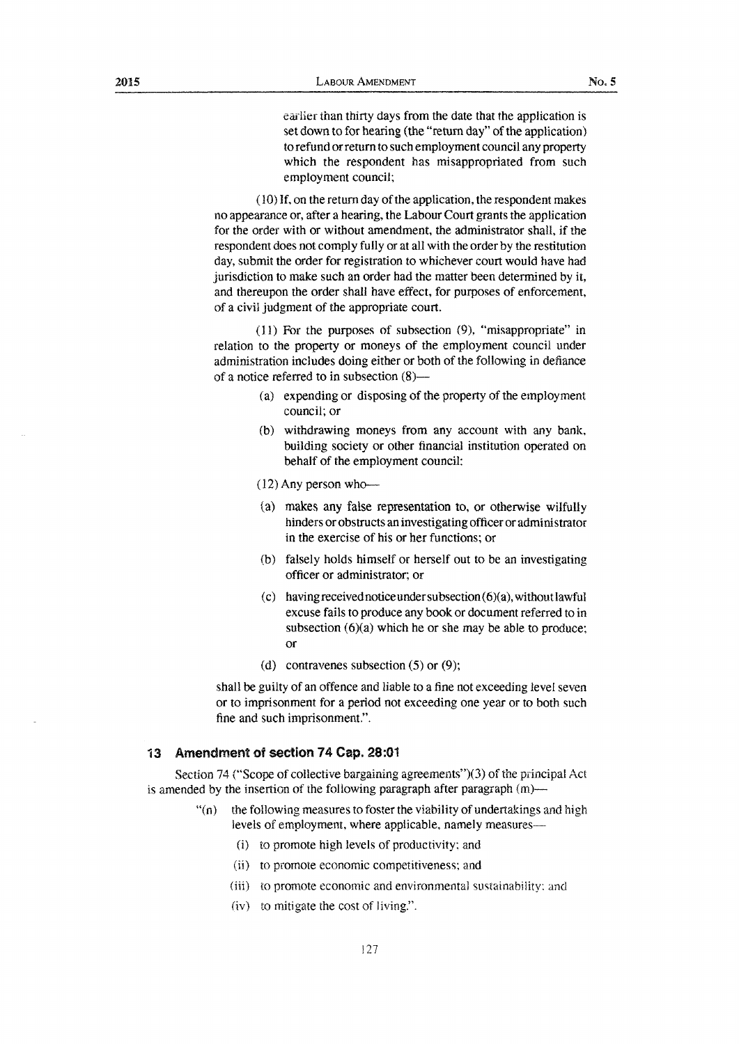earlier than thirty days from the date that the application is set down to for hearing (the "return day" of the application) to refund or return to such employment council any property which the respondent has misappropriated from such employment council;

(10) If, on the return day of the application, the respondent makes no appearance or, after a hearing, the Labour Court grants the application for the order with or without amendment, the administrator shall, if the respondent does not comply fully or at all with the order by the restitution day, submit the order for registration to whichever court would have had jurisdiction to make such an order had the matter been determined by it, and thereupon the order shall have effect, for purposes of enforcement, of a civil judgment of the appropriate court.

(11) For the purposes of subsection (9), "misappropriate" in relation to the property or moneys of the employment council under administration includes doing either or both of the following in defiance of a notice referred to in subsection (8)—

(a) expending or disposing of the property of the employment council; or

(b) withdrawing moneys from any account with any bank, building society or other financial institution operated on behalf of the employment council:

(12) Any person who—

(a) makes any false representation to, or otherwise wilfully hinders or obstructs an investigating officer or administrator in the exercise of his or her functions; or

(b) falsely holds himself or herself out to be an investigating officer or administrator; or

(c) having received notice under subsection (6)(a), without lawful excuse fails to produce any book or document referred to in subsection (6)(a) which he or she may be able to produce; or

(d) contravenes subsection (5) or (9);

shall be guilty of an offence and liable to a fine not exceeding level seven or to imprisonment for a period not exceeding one year or to both such fine and such imprisonment.".

### 13 Amendment of section 74 Cap. 28:01

Section 74 ("Scope of collective bargaining agreements")(3) of the principal Act is amended by the insertion of the following paragraph after paragraph (m)—

"(n) the following measures to foster the viability of undertakings and high levels of employment, where applicable, namely measures—

(i) to promote high levels of productivity; and

(ii) to promote economic competitiveness; and

(iii) to promote economic and environmental sustainability; and

(iv) to mitigate the cost of living.".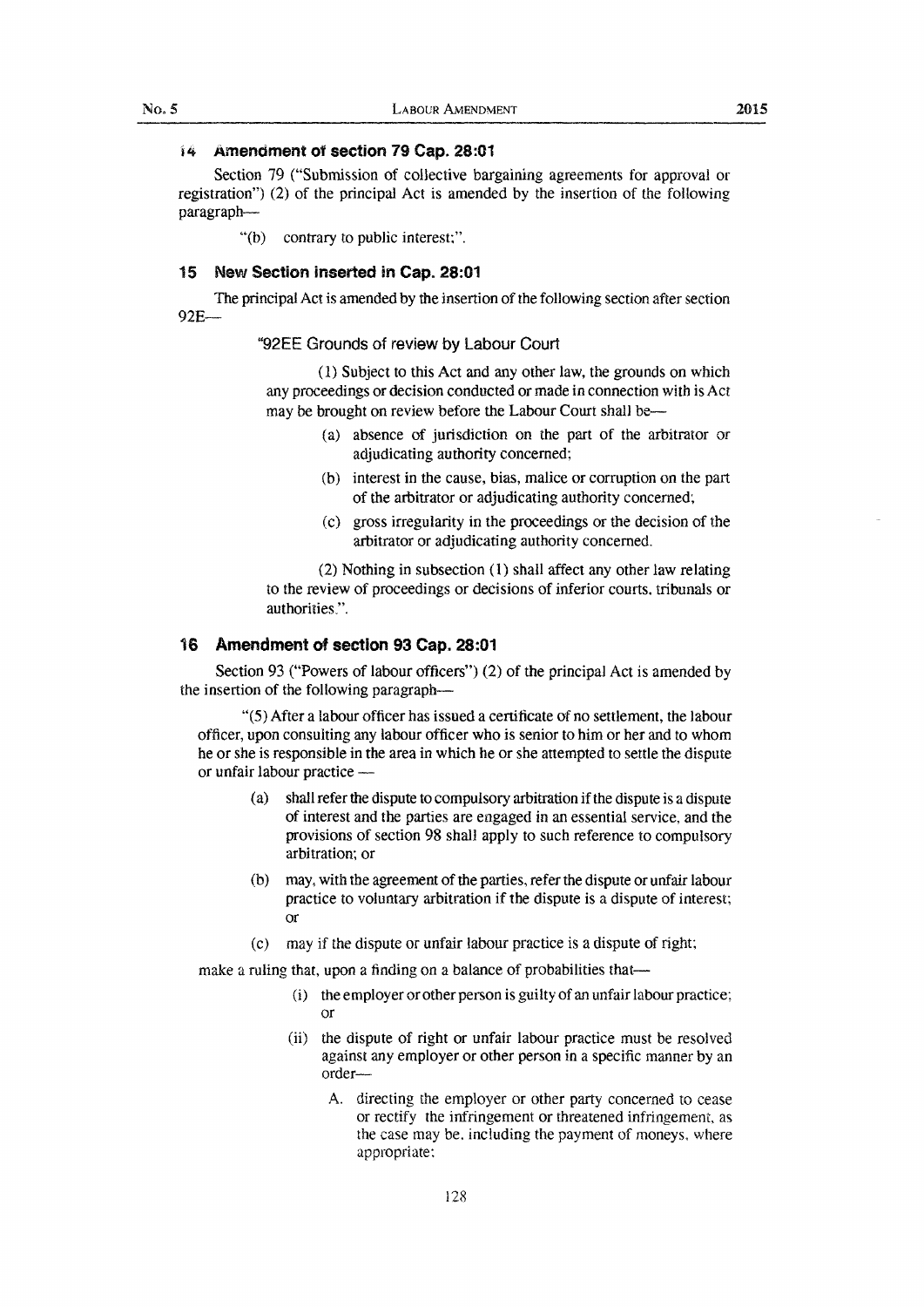### 14 Amendment of section 79 Cap. 28:01

Section 79 ("Submission of collective bargaining agreements for approval or registration") (2) of the principal Act is amended by the insertion of the following paragraph—

"(b) contrary to public interest;".

### 15 New Section inserted in Cap. 28:01

The principal Act is amended by the insertion of the following section after section 92E—

"92EE Grounds of review by Labour Court

(1) Subject to this Act and any other law, the grounds on which any proceedings or decision conducted or made in connection with is Act may be brought on review before the Labour Court shall be—

(a) absence of jurisdiction on the part of the arbitrator or adjudicating authority concerned;

(b) interest in the cause, bias, malice or corruption on the part of the arbitrator or adjudicating authority concerned;

(c) gross irregularity in the proceedings or the decision of the arbitrator or adjudicating authority concerned.

(2) Nothing in subsection (1) shall affect any other law relating to the review of proceedings or decisions of inferior courts, tribunals or authorities.".

### 16 Amendment of section 93 Cap. 28:01

Section 93 ("Powers of labour officers") (2) of the principal Act is amended by the insertion of the following paragraph—

"(5) After a labour officer has issued a certificate of no settlement, the labour officer, upon consulting any labour officer who is senior to him or her and to whom he or she is responsible in the area in which he or she attempted to settle the dispute or unfair labour practice —

(a) shall refer the dispute to compulsory arbitration if the dispute is a dispute of interest and the parties are engaged in an essential service, and the provisions of section 98 shall apply to such reference to compulsory arbitration; or

(b) may, with the agreement of the parties, refer the dispute or unfair labour practice to voluntary arbitration if the dispute is a dispute of interest; or

(c) may if the dispute or unfair labour practice is a dispute of right;

make a ruling that, upon a finding on a balance of probabilities that—

(i) the employer or other person is guilty of an unfair labour practice; or

(ii) the dispute of right or unfair labour practice must be resolved against any employer or other person in a specific manner by an order—

A. directing the employer or other party concerned to cease or rectify the infringement or threatened infringement, as the case may be, including the payment of moneys, where appropriate;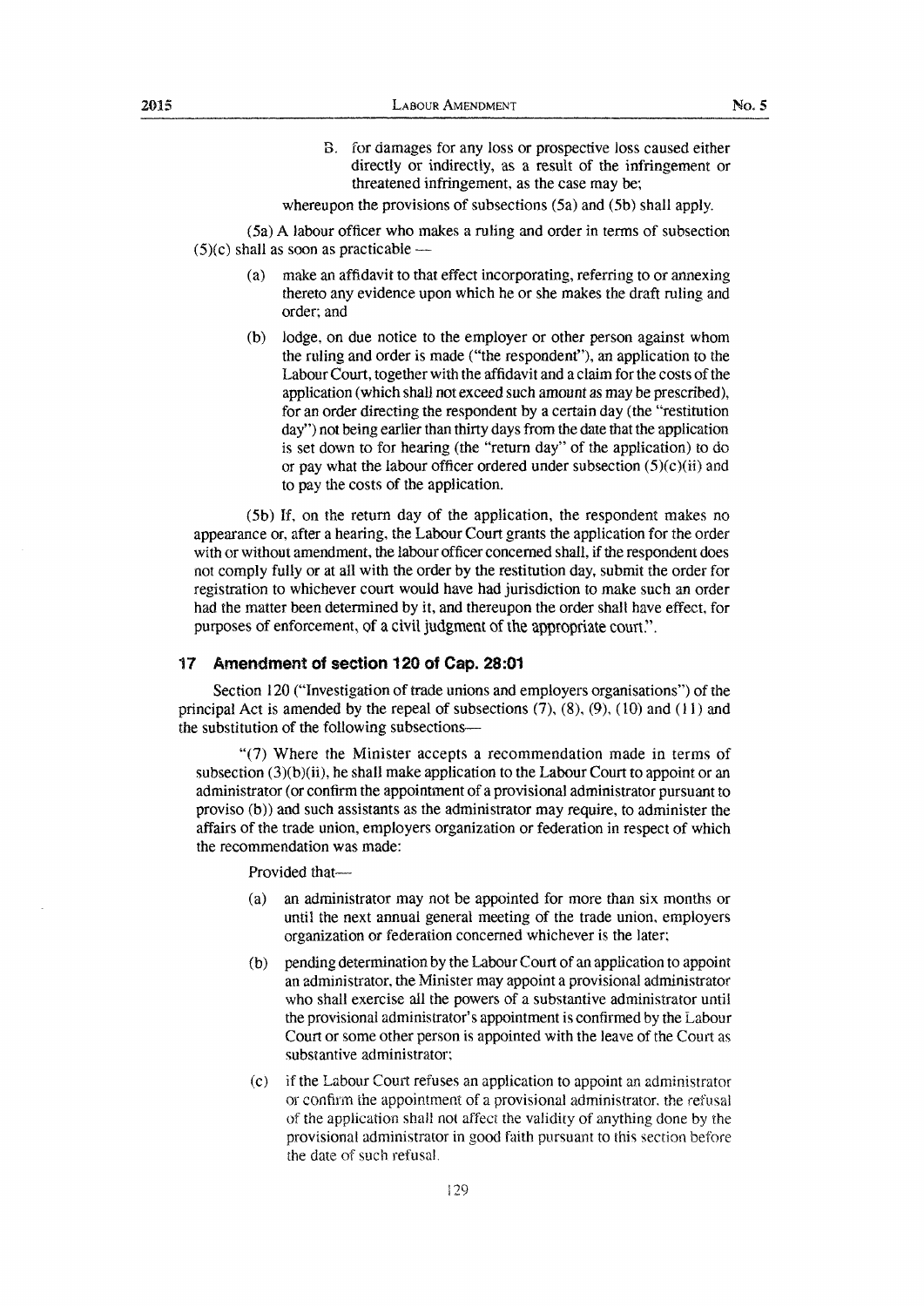B. for damages for any loss or prospective loss caused either directly or indirectly, as a result of the infringement or threatened infringement, as the case may be;

whereupon the provisions of subsections (5a) and (5b) shall apply.

(5a) A labour officer who makes a ruling and order in terms of subsection (5)(c) shall as soon as practicable —

(a) make an affidavit to that effect incorporating, referring to or annexing thereto any evidence upon which he or she makes the draft ruling and order; and

(b) lodge, on due notice to the employer or other person against whom the ruling and order is made ("the respondent"), an application to the Labour Court, together with the affidavit and a claim for the costs of the application (which shall not exceed such amount as may be prescribed), for an order directing the respondent by a certain day (the "restitution day") not being earlier than thirty days from the date that the application is set down to for hearing (the "return day" of the application) to do or pay what the labour officer ordered under subsection (5)(c)(ii) and to pay the costs of the application.

(5b) If, on the return day of the application, the respondent makes no appearance or, after a hearing, the Labour Court grants the application for the order with or without amendment, the labour officer concerned shall, if the respondent does not comply fully or at all with the order by the restitution day, submit the order for registration to whichever court would have had jurisdiction to make such an order had the matter been determined by it, and thereupon the order shall have effect, for purposes of enforcement, of a civil judgment of the appropriate court.".

## 17 Amendment of section 120 of Cap. 28:01

Section 120 ("Investigation of trade unions and employers organisations") of the principal Act is amended by the repeal of subsections (7), (8), (9), (10) and (11) and the substitution of the following subsections—

"(7) Where the Minister accepts a recommendation made in terms of subsection (3)(b)(ii), he shall make application to the Labour Court to appoint or an administrator (or confirm the appointment of a provisional administrator pursuant to proviso (b)) and such assistants as the administrator may require, to administer the affairs of the trade union, employers organization or federation in respect of which the recommendation was made:

Provided that—

(a) an administrator may not be appointed for more than six months or until the next annual general meeting of the trade union, employers organization or federation concerned whichever is the later;

(b) pending determination by the Labour Court of an application to appoint an administrator, the Minister may appoint a provisional administrator who shall exercise all the powers of a substantive administrator until the provisional administrator's appointment is confirmed by the Labour Court or some other person is appointed with the leave of the Court as substantive administrator;

(c) if the Labour Court refuses an application to appoint an administrator or confirm the appointment of a provisional administrator, the refusal of the application shall not affect the validity of anything done by the provisional administrator in good faith pursuant to this section before the date of such refusal.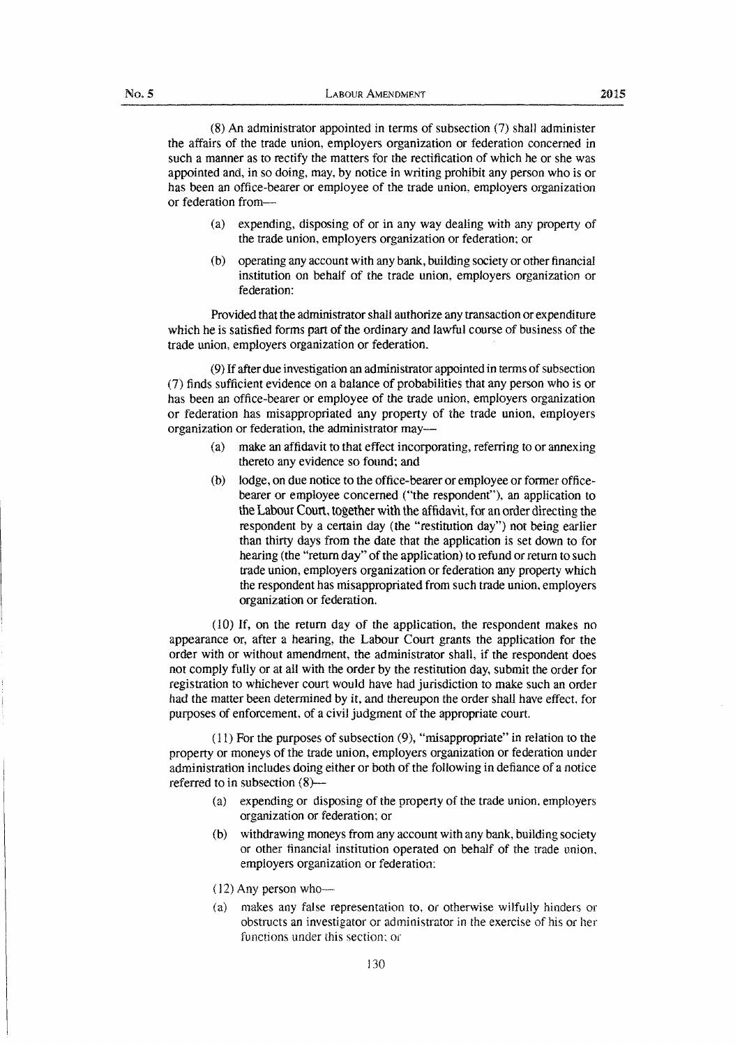(8) An administrator appointed in terms of subsection (7) shall administer the affairs of the trade union, employers organization or federation concerned in such a manner as to rectify the matters for the rectification of which he or she was appointed and, in so doing, may, by notice in writing prohibit any person who is or has been an office-bearer or employee of the trade union, employers organization or federation from—

(a) expending, disposing of or in any way dealing with any property of the trade union, employers organization or federation; or

(b) operating any account with any bank, building society or other financial institution on behalf of the trade union, employers organization or federation:

Provided that the administrator shall authorize any transaction or expenditure which he is satisfied forms part of the ordinary and lawful course of business of the trade union, employers organization or federation.

(9) If after due investigation an administrator appointed in terms of subsection (7) finds sufficient evidence on a balance of probabilities that any person who is or has been an office-bearer or employee of the trade union, employers organization or federation has misappropriated any property of the trade union, employers organization or federation, the administrator may—

(a) make an affidavit to that effect incorporating, referring to or annexing thereto any evidence so found; and

(b) lodge, on due notice to the office-bearer or employee or former office-bearer or employee concerned ("the respondent"), an application to the Labour Court, together with the affidavit, for an order directing the respondent by a certain day (the "restitution day") not being earlier than thirty days from the date that the application is set down to for hearing (the "return day" of the application) to refund or return to such trade union, employers organization or federation any property which the respondent has misappropriated from such trade union, employers organization or federation.

(10) If, on the return day of the application, the respondent makes no appearance or, after a hearing, the Labour Court grants the application for the order with or without amendment, the administrator shall, if the respondent does not comply fully or at all with the order by the restitution day, submit the order for registration to whichever court would have had jurisdiction to make such an order had the matter been determined by it, and thereupon the order shall have effect, for purposes of enforcement, of a civil judgment of the appropriate court.

(11) For the purposes of subsection (9), "misappropriate" in relation to the property or moneys of the trade union, employers organization or federation under administration includes doing either or both of the following in defiance of a notice referred to in subsection (8)—

(a) expending or disposing of the property of the trade union, employers organization or federation; or

(b) withdrawing moneys from any account with any bank, building society or other financial institution operated on behalf of the trade union, employers organization or federation:

(12) Any person who—

(a) makes any false representation to, or otherwise wilfully hinders or obstructs an investigator or administrator in the exercise of his or her functions under this section; or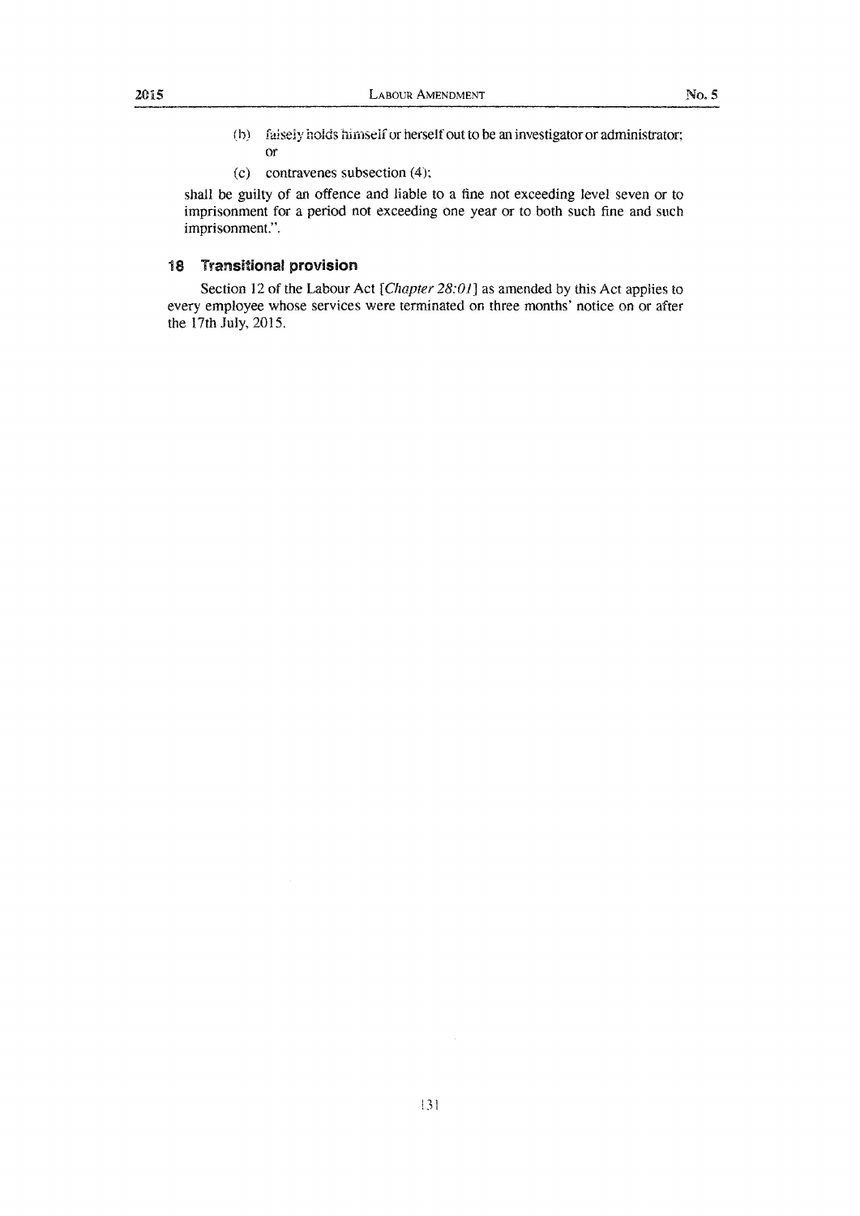(b) falsely holds himself or herself out to be an investigator or administrator; or

(c) contravenes subsection (4);

shall be guilty of an offence and liable to a fine not exceeding level seven or to imprisonment for a period not exceeding one year or to both such fine and such imprisonment.".

## 18 Transitional provision

Section 12 of the Labour Act [*Chapter 28:01*] as amended by this Act applies to every employee whose services were terminated on three months' notice on or after the 17th July, 2015.